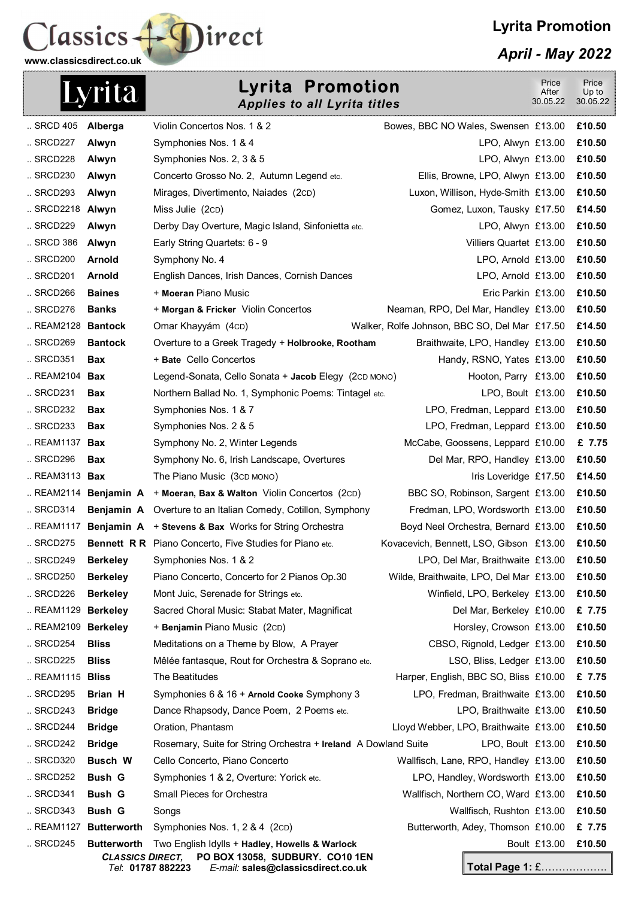# Classics Direct

www.classicsdirect.co.uk

**Lyrita Promotion**

***April - May 2022***

## Lyrita Promotion

***Applies to all Lyrita titles***

| Cat. No. | Composer | Title | Performers | Price After 30.05.22 | Price Up to 30.05.22 |
|---|---|---|---|---|---|
| .. SRCD 405 | **Alberga** | Violin Concertos Nos. 1 & 2 | Bowes, BBC NO Wales, Swensen | £13.00 | **£10.50** |
| .. SRCD227 | **Alwyn** | Symphonies Nos. 1 & 4 | LPO, Alwyn | £13.00 | **£10.50** |
| .. SRCD228 | **Alwyn** | Symphonies Nos. 2, 3 & 5 | LPO, Alwyn | £13.00 | **£10.50** |
| .. SRCD230 | **Alwyn** | Concerto Grosso No. 2, Autumn Legend etc. | Ellis, Browne, LPO, Alwyn | £13.00 | **£10.50** |
| .. SRCD293 | **Alwyn** | Mirages, Divertimento, Naiades (2CD) | Luxon, Willison, Hyde-Smith | £13.00 | **£10.50** |
| .. SRCD2218 | **Alwyn** | Miss Julie (2CD) | Gomez, Luxon, Tausky | £17.50 | **£14.50** |
| .. SRCD229 | **Alwyn** | Derby Day Overture, Magic Island, Sinfonietta etc. | LPO, Alwyn | £13.00 | **£10.50** |
| .. SRCD 386 | **Alwyn** | Early String Quartets: 6 - 9 | Villiers Quartet | £13.00 | **£10.50** |
| .. SRCD200 | **Arnold** | Symphony No. 4 | LPO, Arnold | £13.00 | **£10.50** |
| .. SRCD201 | **Arnold** | English Dances, Irish Dances, Cornish Dances | LPO, Arnold | £13.00 | **£10.50** |
| .. SRCD266 | **Baines** | + **Moeran** Piano Music | Eric Parkin | £13.00 | **£10.50** |
| .. SRCD276 | **Banks** | + **Morgan & Fricker** Violin Concertos | Neaman, RPO, Del Mar, Handley | £13.00 | **£10.50** |
| .. REAM2128 | **Bantock** | Omar Khayyám (4CD) | Walker, Rolfe Johnson, BBC SO, Del Mar | £17.50 | **£14.50** |
| .. SRCD269 | **Bantock** | Overture to a Greek Tragedy + **Holbrooke, Rootham** | Braithwaite, LPO, Handley | £13.00 | **£10.50** |
| .. SRCD351 | **Bax** | + **Bate** Cello Concertos | Handy, RSNO, Yates | £13.00 | **£10.50** |
| .. REAM2104 | **Bax** | Legend-Sonata, Cello Sonata + **Jacob** Elegy (2CD MONO) | Hooton, Parry | £13.00 | **£10.50** |
| .. SRCD231 | **Bax** | Northern Ballad No. 1, Symphonic Poems: Tintagel etc. | LPO, Boult | £13.00 | **£10.50** |
| .. SRCD232 | **Bax** | Symphonies Nos. 1 & 7 | LPO, Fredman, Leppard | £13.00 | **£10.50** |
| .. SRCD233 | **Bax** | Symphonies Nos. 2 & 5 | LPO, Fredman, Leppard | £13.00 | **£10.50** |
| .. REAM1137 | **Bax** | Symphony No. 2, Winter Legends | McCabe, Goossens, Leppard | £10.00 | **£ 7.75** |
| .. SRCD296 | **Bax** | Symphony No. 6, Irish Landscape, Overtures | Del Mar, RPO, Handley | £13.00 | **£10.50** |
| .. REAM3113 | **Bax** | The Piano Music (3CD MONO) | Iris Loveridge | £17.50 | **£14.50** |
| .. REAM2114 | **Benjamin A** | + **Moeran, Bax & Walton** Violin Concertos (2CD) | BBC SO, Robinson, Sargent | £13.00 | **£10.50** |
| .. SRCD314 | **Benjamin A** | Overture to an Italian Comedy, Cotillon, Symphony | Fredman, LPO, Wordsworth | £13.00 | **£10.50** |
| .. REAM1117 | **Benjamin A** | + **Stevens & Bax** Works for String Orchestra | Boyd Neel Orchestra, Bernard | £13.00 | **£10.50** |
| .. SRCD275 | **Bennett R R** | Piano Concerto, Five Studies for Piano etc. | Kovacevich, Bennett, LSO, Gibson | £13.00 | **£10.50** |
| .. SRCD249 | **Berkeley** | Symphonies Nos. 1 & 2 | LPO, Del Mar, Braithwaite | £13.00 | **£10.50** |
| .. SRCD250 | **Berkeley** | Piano Concerto, Concerto for 2 Pianos Op.30 | Wilde, Braithwaite, LPO, Del Mar | £13.00 | **£10.50** |
| .. SRCD226 | **Berkeley** | Mont Juic, Serenade for Strings etc. | Winfield, LPO, Berkeley | £13.00 | **£10.50** |
| .. REAM1129 | **Berkeley** | Sacred Choral Music: Stabat Mater, Magnificat | Del Mar, Berkeley | £10.00 | **£ 7.75** |
| .. REAM2109 | **Berkeley** | + **Benjamin** Piano Music (2CD) | Horsley, Crowson | £13.00 | **£10.50** |
| .. SRCD254 | **Bliss** | Meditations on a Theme by Blow, A Prayer | CBSO, Rignold, Ledger | £13.00 | **£10.50** |
| .. SRCD225 | **Bliss** | Mêlée fantasque, Rout for Orchestra & Soprano etc. | LSO, Bliss, Ledger | £13.00 | **£10.50** |
| .. REAM1115 | **Bliss** | The Beatitudes | Harper, English, BBC SO, Bliss | £10.00 | **£ 7.75** |
| .. SRCD295 | **Brian H** | Symphonies 6 & 16 + **Arnold Cooke** Symphony 3 | LPO, Fredman, Braithwaite | £13.00 | **£10.50** |
| .. SRCD243 | **Bridge** | Dance Rhapsody, Dance Poem, 2 Poems etc. | LPO, Braithwaite | £13.00 | **£10.50** |
| .. SRCD244 | **Bridge** | Oration, Phantasm | Lloyd Webber, LPO, Braithwaite | £13.00 | **£10.50** |
| .. SRCD242 | **Bridge** | Rosemary, Suite for String Orchestra + **Ireland** A Dowland Suite | LPO, Boult | £13.00 | **£10.50** |
| .. SRCD320 | **Busch W** | Cello Concerto, Piano Concerto | Wallfisch, Lane, RPO, Handley | £13.00 | **£10.50** |
| .. SRCD252 | **Bush G** | Symphonies 1 & 2, Overture: Yorick etc. | LPO, Handley, Wordsworth | £13.00 | **£10.50** |
| .. SRCD341 | **Bush G** | Small Pieces for Orchestra | Wallfisch, Northern CO, Ward | £13.00 | **£10.50** |
| .. SRCD343 | **Bush G** | Songs | Wallfisch, Rushton | £13.00 | **£10.50** |
| .. REAM1127 | **Butterworth** | Symphonies Nos. 1, 2 & 4 (2CD) | Butterworth, Adey, Thomson | £10.00 | **£ 7.75** |
| .. SRCD245 | **Butterworth** | Two English Idylls + **Hadley, Howells & Warlock** | Boult | £13.00 | **£10.50** |

***CLASSICS DIRECT,*** **PO BOX 13058, SUDBURY. CO10 1EN**
*Tel*: **01787 882223** *E-mail:* **sales@classicsdirect.co.uk**

**Total Page 1:** £..................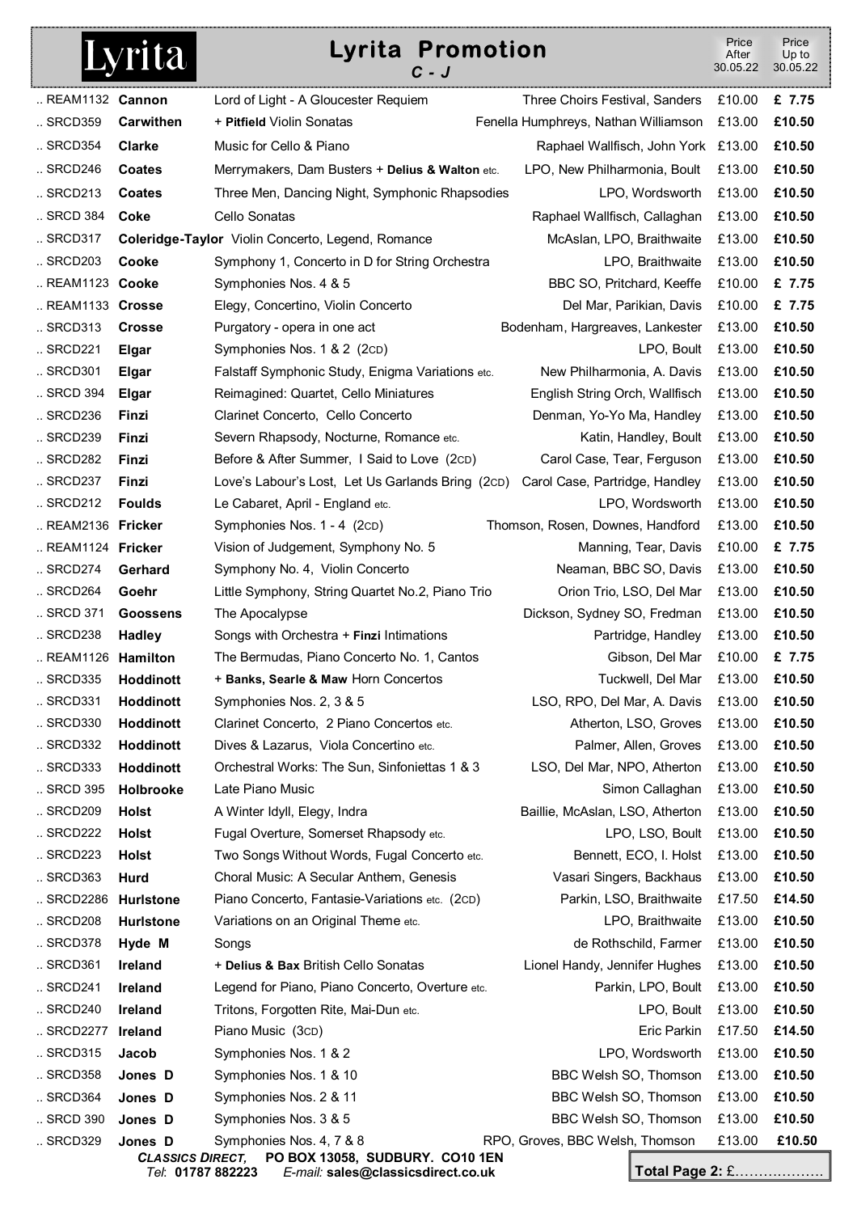# Lyrita Promotion

*C - J*

| Catalogue | Composer | Works | Performers | Price After 30.05.22 | Price Up to 30.05.22 |
|---|---|---|---|---|---|
| .. REAM1132 | **Cannon** | Lord of Light - A Gloucester Requiem | Three Choirs Festival, Sanders | £10.00 | **£ 7.75** |
| .. SRCD359 | **Carwithen** | + **Pitfield** Violin Sonatas | Fenella Humphreys, Nathan Williamson | £13.00 | **£10.50** |
| .. SRCD354 | **Clarke** | Music for Cello & Piano | Raphael Wallfisch, John York | £13.00 | **£10.50** |
| .. SRCD246 | **Coates** | Merrymakers, Dam Busters + **Delius & Walton** etc. | LPO, New Philharmonia, Boult | £13.00 | **£10.50** |
| .. SRCD213 | **Coates** | Three Men, Dancing Night, Symphonic Rhapsodies | LPO, Wordsworth | £13.00 | **£10.50** |
| .. SRCD 384 | **Coke** | Cello Sonatas | Raphael Wallfisch, Callaghan | £13.00 | **£10.50** |
| .. SRCD317 | **Coleridge-Taylor** | Violin Concerto, Legend, Romance | McAslan, LPO, Braithwaite | £13.00 | **£10.50** |
| .. SRCD203 | **Cooke** | Symphony 1, Concerto in D for String Orchestra | LPO, Braithwaite | £13.00 | **£10.50** |
| .. REAM1123 | **Cooke** | Symphonies Nos. 4 & 5 | BBC SO, Pritchard, Keeffe | £10.00 | **£ 7.75** |
| .. REAM1133 | **Crosse** | Elegy, Concertino, Violin Concerto | Del Mar, Parikian, Davis | £10.00 | **£ 7.75** |
| .. SRCD313 | **Crosse** | Purgatory - opera in one act | Bodenham, Hargreaves, Lankester | £13.00 | **£10.50** |
| .. SRCD221 | **Elgar** | Symphonies Nos. 1 & 2 (2CD) | LPO, Boult | £13.00 | **£10.50** |
| .. SRCD301 | **Elgar** | Falstaff Symphonic Study, Enigma Variations etc. | New Philharmonia, A. Davis | £13.00 | **£10.50** |
| .. SRCD 394 | **Elgar** | Reimagined: Quartet, Cello Miniatures | English String Orch, Wallfisch | £13.00 | **£10.50** |
| .. SRCD236 | **Finzi** | Clarinet Concerto, Cello Concerto | Denman, Yo-Yo Ma, Handley | £13.00 | **£10.50** |
| .. SRCD239 | **Finzi** | Severn Rhapsody, Nocturne, Romance etc. | Katin, Handley, Boult | £13.00 | **£10.50** |
| .. SRCD282 | **Finzi** | Before & After Summer, I Said to Love (2CD) | Carol Case, Tear, Ferguson | £13.00 | **£10.50** |
| .. SRCD237 | **Finzi** | Love's Labour's Lost, Let Us Garlands Bring (2CD) | Carol Case, Partridge, Handley | £13.00 | **£10.50** |
| .. SRCD212 | **Foulds** | Le Cabaret, April - England etc. | LPO, Wordsworth | £13.00 | **£10.50** |
| .. REAM2136 | **Fricker** | Symphonies Nos. 1 - 4 (2CD) | Thomson, Rosen, Downes, Handford | £13.00 | **£10.50** |
| .. REAM1124 | **Fricker** | Vision of Judgement, Symphony No. 5 | Manning, Tear, Davis | £10.00 | **£ 7.75** |
| .. SRCD274 | **Gerhard** | Symphony No. 4, Violin Concerto | Neaman, BBC SO, Davis | £13.00 | **£10.50** |
| .. SRCD264 | **Goehr** | Little Symphony, String Quartet No.2, Piano Trio | Orion Trio, LSO, Del Mar | £13.00 | **£10.50** |
| .. SRCD 371 | **Goossens** | The Apocalypse | Dickson, Sydney SO, Fredman | £13.00 | **£10.50** |
| .. SRCD238 | **Hadley** | Songs with Orchestra + **Finzi** Intimations | Partridge, Handley | £13.00 | **£10.50** |
| .. REAM1126 | **Hamilton** | The Bermudas, Piano Concerto No. 1, Cantos | Gibson, Del Mar | £10.00 | **£ 7.75** |
| .. SRCD335 | **Hoddinott** | + **Banks, Searle & Maw** Horn Concertos | Tuckwell, Del Mar | £13.00 | **£10.50** |
| .. SRCD331 | **Hoddinott** | Symphonies Nos. 2, 3 & 5 | LSO, RPO, Del Mar, A. Davis | £13.00 | **£10.50** |
| .. SRCD330 | **Hoddinott** | Clarinet Concerto, 2 Piano Concertos etc. | Atherton, LSO, Groves | £13.00 | **£10.50** |
| .. SRCD332 | **Hoddinott** | Dives & Lazarus, Viola Concertino etc. | Palmer, Allen, Groves | £13.00 | **£10.50** |
| .. SRCD333 | **Hoddinott** | Orchestral Works: The Sun, Sinfoniettas 1 & 3 | LSO, Del Mar, NPO, Atherton | £13.00 | **£10.50** |
| .. SRCD 395 | **Holbrooke** | Late Piano Music | Simon Callaghan | £13.00 | **£10.50** |
| .. SRCD209 | **Holst** | A Winter Idyll, Elegy, Indra | Baillie, McAslan, LSO, Atherton | £13.00 | **£10.50** |
| .. SRCD222 | **Holst** | Fugal Overture, Somerset Rhapsody etc. | LPO, LSO, Boult | £13.00 | **£10.50** |
| .. SRCD223 | **Holst** | Two Songs Without Words, Fugal Concerto etc. | Bennett, ECO, I. Holst | £13.00 | **£10.50** |
| .. SRCD363 | **Hurd** | Choral Music: A Secular Anthem, Genesis | Vasari Singers, Backhaus | £13.00 | **£10.50** |
| .. SRCD2286 | **Hurlstone** | Piano Concerto, Fantasie-Variations etc. (2CD) | Parkin, LSO, Braithwaite | £17.50 | **£14.50** |
| .. SRCD208 | **Hurlstone** | Variations on an Original Theme etc. | LPO, Braithwaite | £13.00 | **£10.50** |
| .. SRCD378 | **Hyde M** | Songs | de Rothschild, Farmer | £13.00 | **£10.50** |
| .. SRCD361 | **Ireland** | + **Delius & Bax** British Cello Sonatas | Lionel Handy, Jennifer Hughes | £13.00 | **£10.50** |
| .. SRCD241 | **Ireland** | Legend for Piano, Piano Concerto, Overture etc. | Parkin, LPO, Boult | £13.00 | **£10.50** |
| .. SRCD240 | **Ireland** | Tritons, Forgotten Rite, Mai-Dun etc. | LPO, Boult | £13.00 | **£10.50** |
| .. SRCD2277 | **Ireland** | Piano Music (3CD) | Eric Parkin | £17.50 | **£14.50** |
| .. SRCD315 | **Jacob** | Symphonies Nos. 1 & 2 | LPO, Wordsworth | £13.00 | **£10.50** |
| .. SRCD358 | **Jones D** | Symphonies Nos. 1 & 10 | BBC Welsh SO, Thomson | £13.00 | **£10.50** |
| .. SRCD364 | **Jones D** | Symphonies Nos. 2 & 11 | BBC Welsh SO, Thomson | £13.00 | **£10.50** |
| .. SRCD 390 | **Jones D** | Symphonies Nos. 3 & 5 | BBC Welsh SO, Thomson | £13.00 | **£10.50** |
| .. SRCD329 | **Jones D** | Symphonies Nos. 4, 7 & 8 | RPO, Groves, BBC Welsh, Thomson | £13.00 | **£10.50** |

*CLASSICS DIRECT,* **PO BOX 13058, SUDBURY. CO10 1EN**
*Tel*: **01787 882223** *E-mail:* **sales@classicsdirect.co.uk**

**Total Page 2:** £………………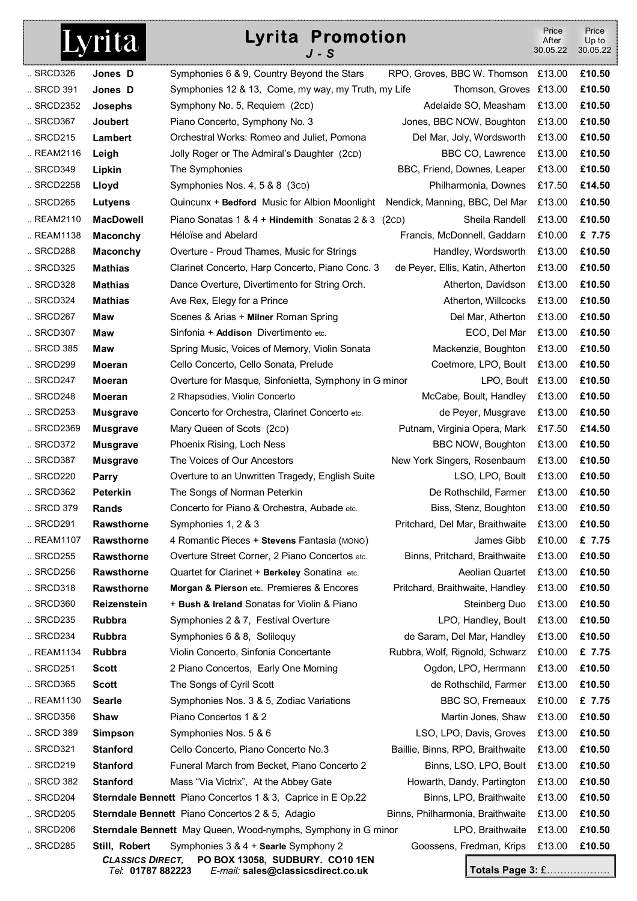# Lyrita Promotion
## J - S

| Cat. No. | Composer | Work | Performers | Price After 30.05.22 | Price Up to 30.05.22 |
|---|---|---|---|---|---|
| .. SRCD326 | **Jones D** | Symphonies 6 & 9, Country Beyond the Stars | RPO, Groves, BBC W. Thomson | £13.00 | **£10.50** |
| .. SRCD 391 | **Jones D** | Symphonies 12 & 13, Come, my way, my Truth, my Life | Thomson, Groves | £13.00 | **£10.50** |
| .. SRCD2352 | **Josephs** | Symphony No. 5, Requiem (2CD) | Adelaide SO, Measham | £13.00 | **£10.50** |
| .. SRCD367 | **Joubert** | Piano Concerto, Symphony No. 3 | Jones, BBC NOW, Boughton | £13.00 | **£10.50** |
| .. SRCD215 | **Lambert** | Orchestral Works: Romeo and Juliet, Pomona | Del Mar, Joly, Wordsworth | £13.00 | **£10.50** |
| .. REAM2116 | **Leigh** | Jolly Roger or The Admiral's Daughter (2CD) | BBC CO, Lawrence | £13.00 | **£10.50** |
| .. SRCD349 | **Lipkin** | The Symphonies | BBC, Friend, Downes, Leaper | £13.00 | **£10.50** |
| .. SRCD2258 | **Lloyd** | Symphonies Nos. 4, 5 & 8 (3CD) | Philharmonia, Downes | £17.50 | **£14.50** |
| .. SRCD265 | **Lutyens** | Quincunx + **Bedford** Music for Albion Moonlight | Nendick, Manning, BBC, Del Mar | £13.00 | **£10.50** |
| .. REAM2110 | **MacDowell** | Piano Sonatas 1 & 4 + **Hindemith** Sonatas 2 & 3 (2CD) | Sheila Randell | £13.00 | **£10.50** |
| .. REAM1138 | **Maconchy** | Héloïse and Abelard | Francis, McDonnell, Gaddarn | £10.00 | **£ 7.75** |
| .. SRCD288 | **Maconchy** | Overture - Proud Thames, Music for Strings | Handley, Wordsworth | £13.00 | **£10.50** |
| .. SRCD325 | **Mathias** | Clarinet Concerto, Harp Concerto, Piano Conc. 3 | de Peyer, Ellis, Katin, Atherton | £13.00 | **£10.50** |
| .. SRCD328 | **Mathias** | Dance Overture, Divertimento for String Orch. | Atherton, Davidson | £13.00 | **£10.50** |
| .. SRCD324 | **Mathias** | Ave Rex, Elegy for a Prince | Atherton, Willcocks | £13.00 | **£10.50** |
| .. SRCD267 | **Maw** | Scenes & Arias + **Milner** Roman Spring | Del Mar, Atherton | £13.00 | **£10.50** |
| .. SRCD307 | **Maw** | Sinfonia + **Addison** Divertimento etc. | ECO, Del Mar | £13.00 | **£10.50** |
| .. SRCD 385 | **Maw** | Spring Music, Voices of Memory, Violin Sonata | Mackenzie, Boughton | £13.00 | **£10.50** |
| .. SRCD299 | **Moeran** | Cello Concerto, Cello Sonata, Prelude | Coetmore, LPO, Boult | £13.00 | **£10.50** |
| .. SRCD247 | **Moeran** | Overture for Masque, Sinfonietta, Symphony in G minor | LPO, Boult | £13.00 | **£10.50** |
| .. SRCD248 | **Moeran** | 2 Rhapsodies, Violin Concerto | McCabe, Boult, Handley | £13.00 | **£10.50** |
| .. SRCD253 | **Musgrave** | Concerto for Orchestra, Clarinet Concerto etc. | de Peyer, Musgrave | £13.00 | **£10.50** |
| .. SRCD2369 | **Musgrave** | Mary Queen of Scots (2CD) | Putnam, Virginia Opera, Mark | £17.50 | **£14.50** |
| .. SRCD372 | **Musgrave** | Phoenix Rising, Loch Ness | BBC NOW, Boughton | £13.00 | **£10.50** |
| .. SRCD387 | **Musgrave** | The Voices of Our Ancestors | New York Singers, Rosenbaum | £13.00 | **£10.50** |
| .. SRCD220 | **Parry** | Overture to an Unwritten Tragedy, English Suite | LSO, LPO, Boult | £13.00 | **£10.50** |
| .. SRCD362 | **Peterkin** | The Songs of Norman Peterkin | De Rothschild, Farmer | £13.00 | **£10.50** |
| .. SRCD 379 | **Rands** | Concerto for Piano & Orchestra, Aubade etc. | Biss, Stenz, Boughton | £13.00 | **£10.50** |
| .. SRCD291 | **Rawsthorne** | Symphonies 1, 2 & 3 | Pritchard, Del Mar, Braithwaite | £13.00 | **£10.50** |
| .. REAM1107 | **Rawsthorne** | 4 Romantic Pieces + **Stevens** Fantasia (MONO) | James Gibb | £10.00 | **£ 7.75** |
| .. SRCD255 | **Rawsthorne** | Overture Street Corner, 2 Piano Concertos etc. | Binns, Pritchard, Braithwaite | £13.00 | **£10.50** |
| .. SRCD256 | **Rawsthorne** | Quartet for Clarinet + **Berkeley** Sonatina etc. | Aeolian Quartet | £13.00 | **£10.50** |
| .. SRCD318 | **Rawsthorne** | **Morgan & Pierson etc.** Premieres & Encores | Pritchard, Braithwaite, Handley | £13.00 | **£10.50** |
| .. SRCD360 | **Reizenstein** | + **Bush & Ireland** Sonatas for Violin & Piano | Steinberg Duo | £13.00 | **£10.50** |
| .. SRCD235 | **Rubbra** | Symphonies 2 & 7, Festival Overture | LPO, Handley, Boult | £13.00 | **£10.50** |
| .. SRCD234 | **Rubbra** | Symphonies 6 & 8, Soliloquy | de Saram, Del Mar, Handley | £13.00 | **£10.50** |
| .. REAM1134 | **Rubbra** | Violin Concerto, Sinfonia Concertante | Rubbra, Wolf, Rignold, Schwarz | £10.00 | **£ 7.75** |
| .. SRCD251 | **Scott** | 2 Piano Concertos, Early One Morning | Ogdon, LPO, Herrmann | £13.00 | **£10.50** |
| .. SRCD365 | **Scott** | The Songs of Cyril Scott | de Rothschild, Farmer | £13.00 | **£10.50** |
| .. REAM1130 | **Searle** | Symphonies Nos. 3 & 5, Zodiac Variations | BBC SO, Fremeaux | £10.00 | **£ 7.75** |
| .. SRCD356 | **Shaw** | Piano Concertos 1 & 2 | Martin Jones, Shaw | £13.00 | **£10.50** |
| .. SRCD 389 | **Simpson** | Symphonies Nos. 5 & 6 | LSO, LPO, Davis, Groves | £13.00 | **£10.50** |
| .. SRCD321 | **Stanford** | Cello Concerto, Piano Concerto No.3 | Baillie, Binns, RPO, Braithwaite | £13.00 | **£10.50** |
| .. SRCD219 | **Stanford** | Funeral March from Becket, Piano Concerto 2 | Binns, LSO, LPO, Boult | £13.00 | **£10.50** |
| .. SRCD 382 | **Stanford** | Mass "Via Victrix", At the Abbey Gate | Howarth, Dandy, Partington | £13.00 | **£10.50** |
| .. SRCD204 | **Sterndale Bennett** | Piano Concertos 1 & 3, Caprice in E Op.22 | Binns, LPO, Braithwaite | £13.00 | **£10.50** |
| .. SRCD205 | **Sterndale Bennett** | Piano Concertos 2 & 5, Adagio | Binns, Philharmonia, Braithwaite | £13.00 | **£10.50** |
| .. SRCD206 | **Sterndale Bennett** | May Queen, Wood-nymphs, Symphony in G minor | LPO, Braithwaite | £13.00 | **£10.50** |
| .. SRCD285 | **Still, Robert** | Symphonies 3 & 4 + **Searle** Symphony 2 | Goossens, Fredman, Krips | £13.00 | **£10.50** |

***CLASSICS DIRECT,*** **PO BOX 13058, SUDBURY. CO10 1EN**
*Tel*: **01787 882223** *E-mail:* **sales@classicsdirect.co.uk**

**Totals Page 3:** £……………….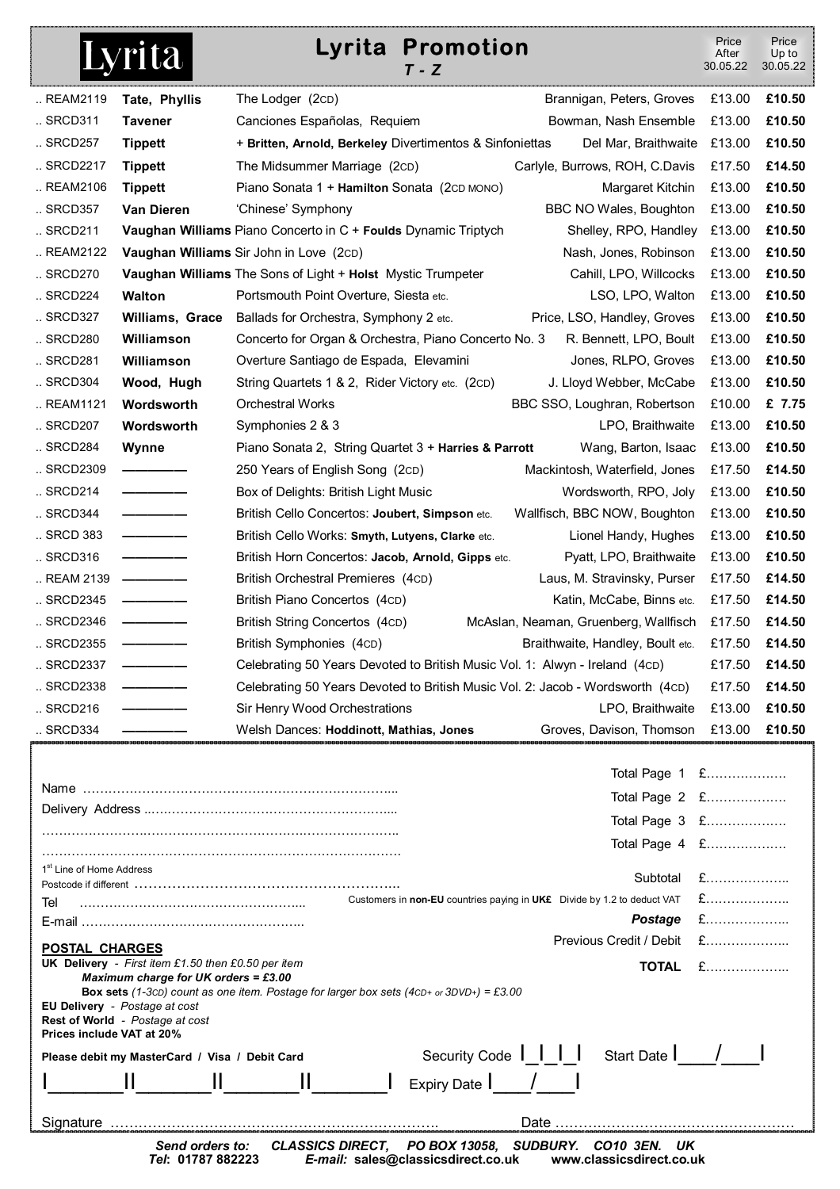# Lyrita Promotion

*T - Z*

| Cat. No. | Composer | Title | Performers | Price After 30.05.22 | Price Up to 30.05.22 |
|---|---|---|---|---|---|
| .. REAM2119 | **Tate, Phyllis** | The Lodger (2CD) | Brannigan, Peters, Groves | £13.00 | **£10.50** |
| .. SRCD311 | **Tavener** | Canciones Españolas, Requiem | Bowman, Nash Ensemble | £13.00 | **£10.50** |
| .. SRCD257 | **Tippett** | + **Britten, Arnold, Berkeley** Divertimentos & Sinfoniettas | Del Mar, Braithwaite | £13.00 | **£10.50** |
| .. SRCD2217 | **Tippett** | The Midsummer Marriage (2CD) | Carlyle, Burrows, ROH, C.Davis | £17.50 | **£14.50** |
| .. REAM2106 | **Tippett** | Piano Sonata 1 + **Hamilton** Sonata (2CD MONO) | Margaret Kitchin | £13.00 | **£10.50** |
| .. SRCD357 | **Van Dieren** | 'Chinese' Symphony | BBC NO Wales, Boughton | £13.00 | **£10.50** |
| .. SRCD211 | **Vaughan Williams** | Piano Concerto in C + **Foulds** Dynamic Triptych | Shelley, RPO, Handley | £13.00 | **£10.50** |
| .. REAM2122 | **Vaughan Williams** | Sir John in Love (2CD) | Nash, Jones, Robinson | £13.00 | **£10.50** |
| .. SRCD270 | **Vaughan Williams** | The Sons of Light + **Holst** Mystic Trumpeter | Cahill, LPO, Willcocks | £13.00 | **£10.50** |
| .. SRCD224 | **Walton** | Portsmouth Point Overture, Siesta etc. | LSO, LPO, Walton | £13.00 | **£10.50** |
| .. SRCD327 | **Williams, Grace** | Ballads for Orchestra, Symphony 2 etc. | Price, LSO, Handley, Groves | £13.00 | **£10.50** |
| .. SRCD280 | **Williamson** | Concerto for Organ & Orchestra, Piano Concerto No. 3 | R. Bennett, LPO, Boult | £13.00 | **£10.50** |
| .. SRCD281 | **Williamson** | Overture Santiago de Espada, Elevamini | Jones, RLPO, Groves | £13.00 | **£10.50** |
| .. SRCD304 | **Wood, Hugh** | String Quartets 1 & 2, Rider Victory etc. (2CD) | J. Lloyd Webber, McCabe | £13.00 | **£10.50** |
| .. REAM1121 | **Wordsworth** | Orchestral Works | BBC SSO, Loughran, Robertson | £10.00 | **£ 7.75** |
| .. SRCD207 | **Wordsworth** | Symphonies 2 & 3 | LPO, Braithwaite | £13.00 | **£10.50** |
| .. SRCD284 | **Wynne** | Piano Sonata 2, String Quartet 3 + **Harries & Parrott** | Wang, Barton, Isaac | £13.00 | **£10.50** |
| .. SRCD2309 | ———— | 250 Years of English Song (2CD) | Mackintosh, Waterfield, Jones | £17.50 | **£14.50** |
| .. SRCD214 | ———— | Box of Delights: British Light Music | Wordsworth, RPO, Joly | £13.00 | **£10.50** |
| .. SRCD344 | ———— | British Cello Concertos: **Joubert, Simpson** etc. | Wallfisch, BBC NOW, Boughton | £13.00 | **£10.50** |
| .. SRCD 383 | ———— | British Cello Works: **Smyth, Lutyens, Clarke** etc. | Lionel Handy, Hughes | £13.00 | **£10.50** |
| .. SRCD316 | ———— | British Horn Concertos: **Jacob, Arnold, Gipps** etc. | Pyatt, LPO, Braithwaite | £13.00 | **£10.50** |
| .. REAM 2139 | ———— | British Orchestral Premieres (4CD) | Laus, M. Stravinsky, Purser | £17.50 | **£14.50** |
| .. SRCD2345 | ———— | British Piano Concertos (4CD) | Katin, McCabe, Binns etc. | £17.50 | **£14.50** |
| .. SRCD2346 | ———— | British String Concertos (4CD) | McAslan, Neaman, Gruenberg, Wallfisch | £17.50 | **£14.50** |
| .. SRCD2355 | ———— | British Symphonies (4CD) | Braithwaite, Handley, Boult etc. | £17.50 | **£14.50** |
| .. SRCD2337 | ———— | Celebrating 50 Years Devoted to British Music Vol. 1: Alwyn - Ireland (4CD) | | £17.50 | **£14.50** |
| .. SRCD2338 | ———— | Celebrating 50 Years Devoted to British Music Vol. 2: Jacob - Wordsworth (4CD) | | £17.50 | **£14.50** |
| .. SRCD216 | ———— | Sir Henry Wood Orchestrations | LPO, Braithwaite | £13.00 | **£10.50** |
| .. SRCD334 | ———— | Welsh Dances: **Hoddinott, Mathias, Jones** | Groves, Davison, Thomson | £13.00 | **£10.50** |

Name ……………………………………………………………………

Delivery Address ……………………………………………………

……………………………………………………………………………

……………………………………………………………………………

1st Line of Home Address
Postcode if different …………………………………………………

Tel ……………………………………………

E-mail ……………………………………………

Total Page 1 £………………

Total Page 2 £………………

Total Page 3 £………………

Total Page 4 £………………

Subtotal £………………

Customers in **non-EU** countries paying in **UK£** Divide by 1.2 to deduct VAT £………………

***Postage*** £………………

Previous Credit / Debit £………………

**TOTAL** £………………

**POSTAL CHARGES**

**UK Delivery** - *First item £1.50 then £0.50 per item*
***Maximum charge for UK orders = £3.00***
**Box sets** *(1-3CD) count as one item. Postage for larger box sets (4CD+ or 3DVD+) = £3.00*

**EU Delivery** - *Postage at cost*

**Rest of World** - *Postage at cost*

**Prices include VAT at 20%**

**Please debit my MasterCard / Visa / Debit Card**

Security Code |_|_|_| Start Date |___/___|

|_______||_______||_______||_______| Expiry Date |___/___|

Signature ……………………………………………………… Date ………………………………………

***Send orders to: CLASSICS DIRECT, PO BOX 13058, SUDBURY. CO10 3EN. UK***
***Tel*: 01787 882223 *E-mail:* sales@classicsdirect.co.uk www.classicsdirect.co.uk**